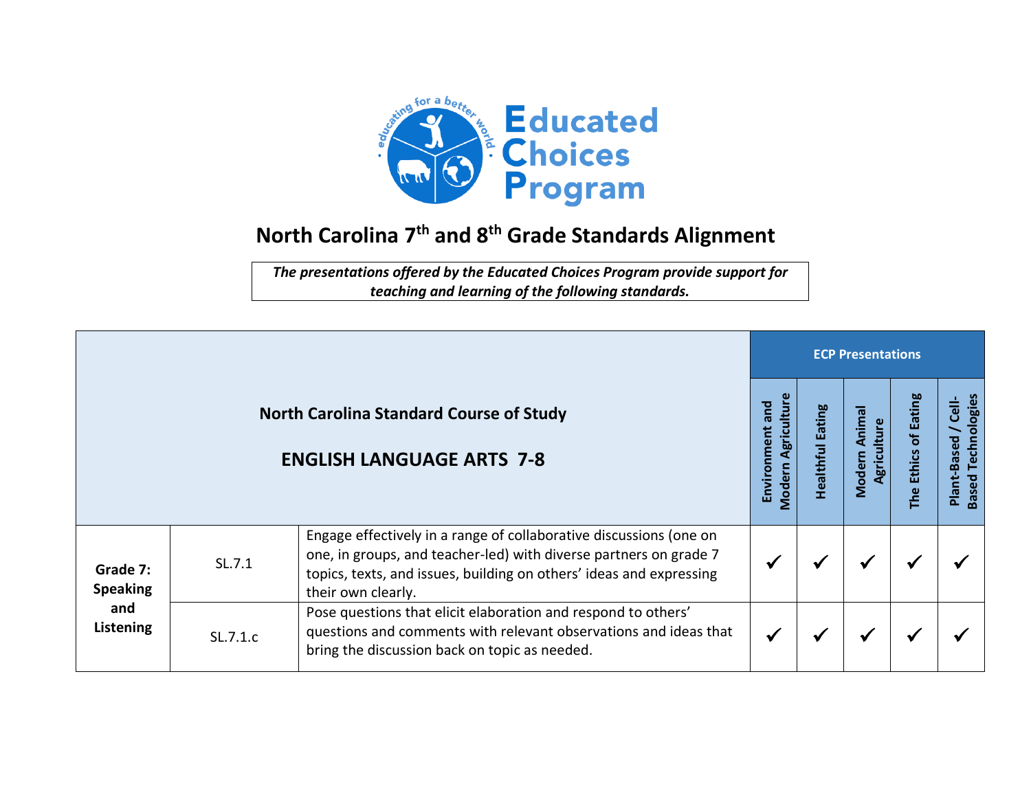Educated Choices Program

# North Carolina 7th and 8th Grade Standards Alignment

*The presentations offered by the Educated Choices Program provide support for teaching and learning of the following standards.*

| North Carolina Standard Course of Study ENGLISH LANGUAGE ARTS 7-8 | | | ECP Presentations | | | | |
|---|---|---|---|---|---|---|---|
| | | | Environment and Modern Agriculture | Healthful Eating | Modern Animal Agriculture | The Ethics of Eating | Plant-Based / Cell-Based Technologies |
| **Grade 7: Speaking and Listening** | SL.7.1 | Engage effectively in a range of collaborative discussions (one on one, in groups, and teacher-led) with diverse partners on grade 7 topics, texts, and issues, building on others' ideas and expressing their own clearly. | ✓ | ✓ | ✓ | ✓ | ✓ |
| | SL.7.1.c | Pose questions that elicit elaboration and respond to others' questions and comments with relevant observations and ideas that bring the discussion back on topic as needed. | ✓ | ✓ | ✓ | ✓ | ✓ |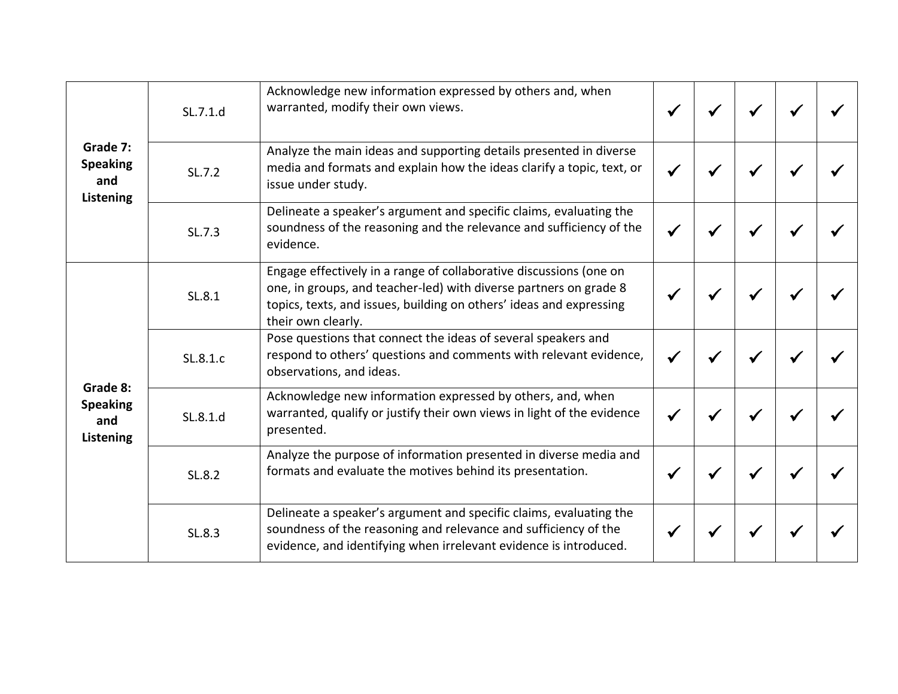| | | | | | | | |
|---|---|---|---|---|---|---|---|
| **Grade 7: Speaking and Listening** | SL.7.1.d | Acknowledge new information expressed by others and, when warranted, modify their own views. | ✓ | ✓ | ✓ | ✓ | ✓ |
| | SL.7.2 | Analyze the main ideas and supporting details presented in diverse media and formats and explain how the ideas clarify a topic, text, or issue under study. | ✓ | ✓ | ✓ | ✓ | ✓ |
| | SL.7.3 | Delineate a speaker's argument and specific claims, evaluating the soundness of the reasoning and the relevance and sufficiency of the evidence. | ✓ | ✓ | ✓ | ✓ | ✓ |
| **Grade 8: Speaking and Listening** | SL.8.1 | Engage effectively in a range of collaborative discussions (one on one, in groups, and teacher-led) with diverse partners on grade 8 topics, texts, and issues, building on others' ideas and expressing their own clearly. | ✓ | ✓ | ✓ | ✓ | ✓ |
| | SL.8.1.c | Pose questions that connect the ideas of several speakers and respond to others' questions and comments with relevant evidence, observations, and ideas. | ✓ | ✓ | ✓ | ✓ | ✓ |
| | SL.8.1.d | Acknowledge new information expressed by others, and, when warranted, qualify or justify their own views in light of the evidence presented. | ✓ | ✓ | ✓ | ✓ | ✓ |
| | SL.8.2 | Analyze the purpose of information presented in diverse media and formats and evaluate the motives behind its presentation. | ✓ | ✓ | ✓ | ✓ | ✓ |
| | SL.8.3 | Delineate a speaker's argument and specific claims, evaluating the soundness of the reasoning and relevance and sufficiency of the evidence, and identifying when irrelevant evidence is introduced. | ✓ | ✓ | ✓ | ✓ | ✓ |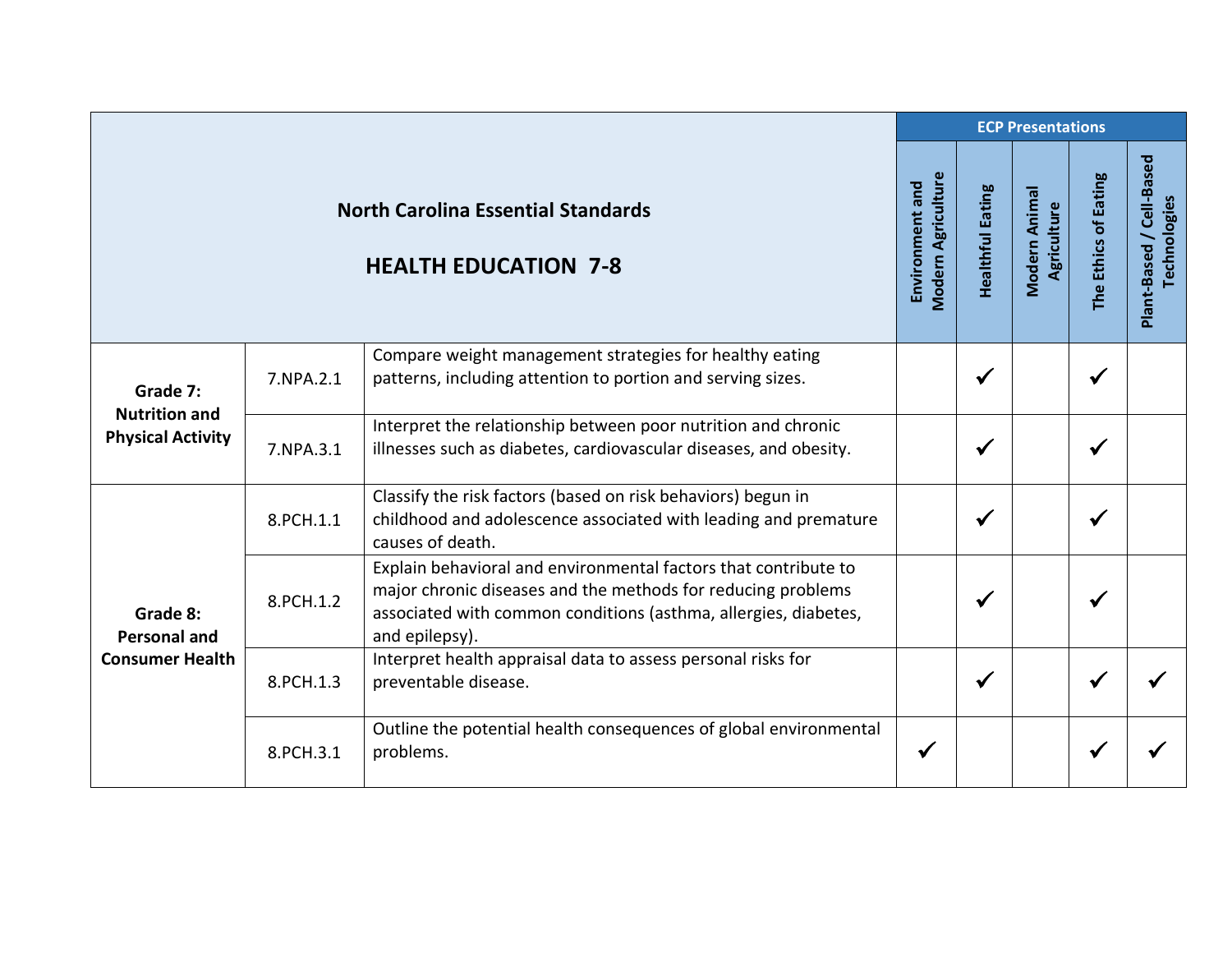| North Carolina Essential Standards<br><br>HEALTH EDUCATION 7-8 | | | ECP Presentations | | | | |
|---|---|---|---|---|---|---|---|
| | | | Environment and Modern Agriculture | Healthful Eating | Modern Animal Agriculture | The Ethics of Eating | Plant-Based / Cell-Based Technologies |
| **Grade 7: Nutrition and Physical Activity** | 7.NPA.2.1 | Compare weight management strategies for healthy eating patterns, including attention to portion and serving sizes. | | ✓ | | ✓ | |
| | 7.NPA.3.1 | Interpret the relationship between poor nutrition and chronic illnesses such as diabetes, cardiovascular diseases, and obesity. | | ✓ | | ✓ | |
| **Grade 8: Personal and Consumer Health** | 8.PCH.1.1 | Classify the risk factors (based on risk behaviors) begun in childhood and adolescence associated with leading and premature causes of death. | | ✓ | | ✓ | |
| | 8.PCH.1.2 | Explain behavioral and environmental factors that contribute to major chronic diseases and the methods for reducing problems associated with common conditions (asthma, allergies, diabetes, and epilepsy). | | ✓ | | ✓ | |
| | 8.PCH.1.3 | Interpret health appraisal data to assess personal risks for preventable disease. | | ✓ | | ✓ | ✓ |
| | 8.PCH.3.1 | Outline the potential health consequences of global environmental problems. | ✓ | | | ✓ | ✓ |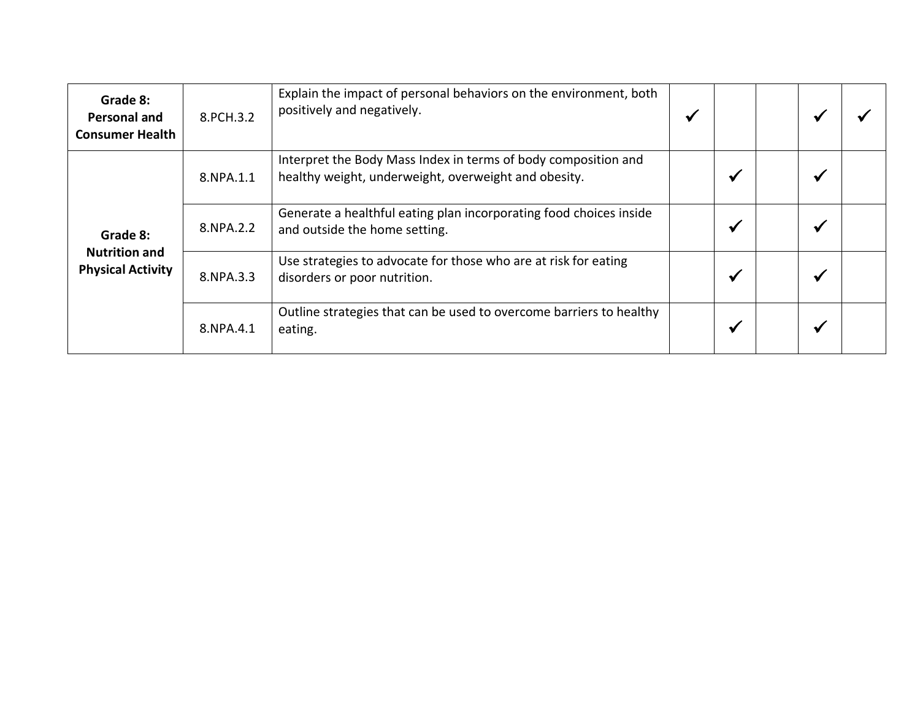| | | | | | | | |
|---|---|---|---|---|---|---|---|
| **Grade 8: Personal and Consumer Health** | 8.PCH.3.2 | Explain the impact of personal behaviors on the environment, both positively and negatively. | ✓ | | | ✓ | ✓ |
| **Grade 8: Nutrition and Physical Activity** | 8.NPA.1.1 | Interpret the Body Mass Index in terms of body composition and healthy weight, underweight, overweight and obesity. | | ✓ | | ✓ | |
| | 8.NPA.2.2 | Generate a healthful eating plan incorporating food choices inside and outside the home setting. | | ✓ | | ✓ | |
| | 8.NPA.3.3 | Use strategies to advocate for those who are at risk for eating disorders or poor nutrition. | | ✓ | | ✓ | |
| | 8.NPA.4.1 | Outline strategies that can be used to overcome barriers to healthy eating. | | ✓ | | ✓ | |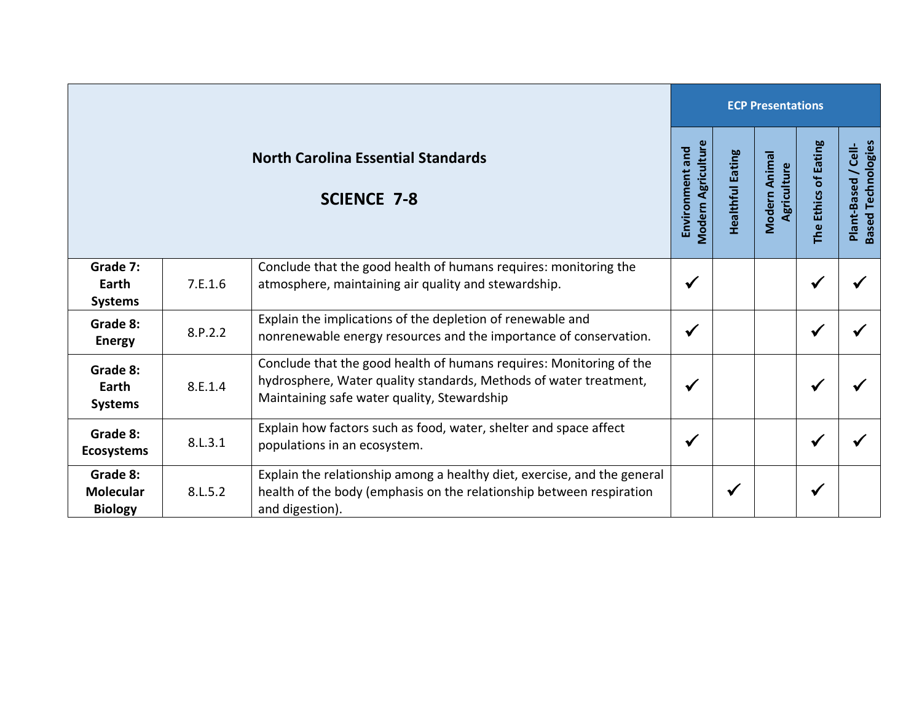| North Carolina Essential Standards<br><br>SCIENCE 7-8 | | | ECP Presentations | | | | |
|---|---|---|---|---|---|---|---|
| | | | Environment and Modern Agriculture | Healthful Eating | Modern Animal Agriculture | The Ethics of Eating | Plant-Based / Cell-Based Technologies |
| **Grade 7: Earth Systems** | 7.E.1.6 | Conclude that the good health of humans requires: monitoring the atmosphere, maintaining air quality and stewardship. | ✔ | | | ✔ | ✔ |
| **Grade 8: Energy** | 8.P.2.2 | Explain the implications of the depletion of renewable and nonrenewable energy resources and the importance of conservation. | ✔ | | | ✔ | ✔ |
| **Grade 8: Earth Systems** | 8.E.1.4 | Conclude that the good health of humans requires: Monitoring of the hydrosphere, Water quality standards, Methods of water treatment, Maintaining safe water quality, Stewardship | ✔ | | | ✔ | ✔ |
| **Grade 8: Ecosystems** | 8.L.3.1 | Explain how factors such as food, water, shelter and space affect populations in an ecosystem. | ✔ | | | ✔ | ✔ |
| **Grade 8: Molecular Biology** | 8.L.5.2 | Explain the relationship among a healthy diet, exercise, and the general health of the body (emphasis on the relationship between respiration and digestion). | | ✔ | | ✔ | |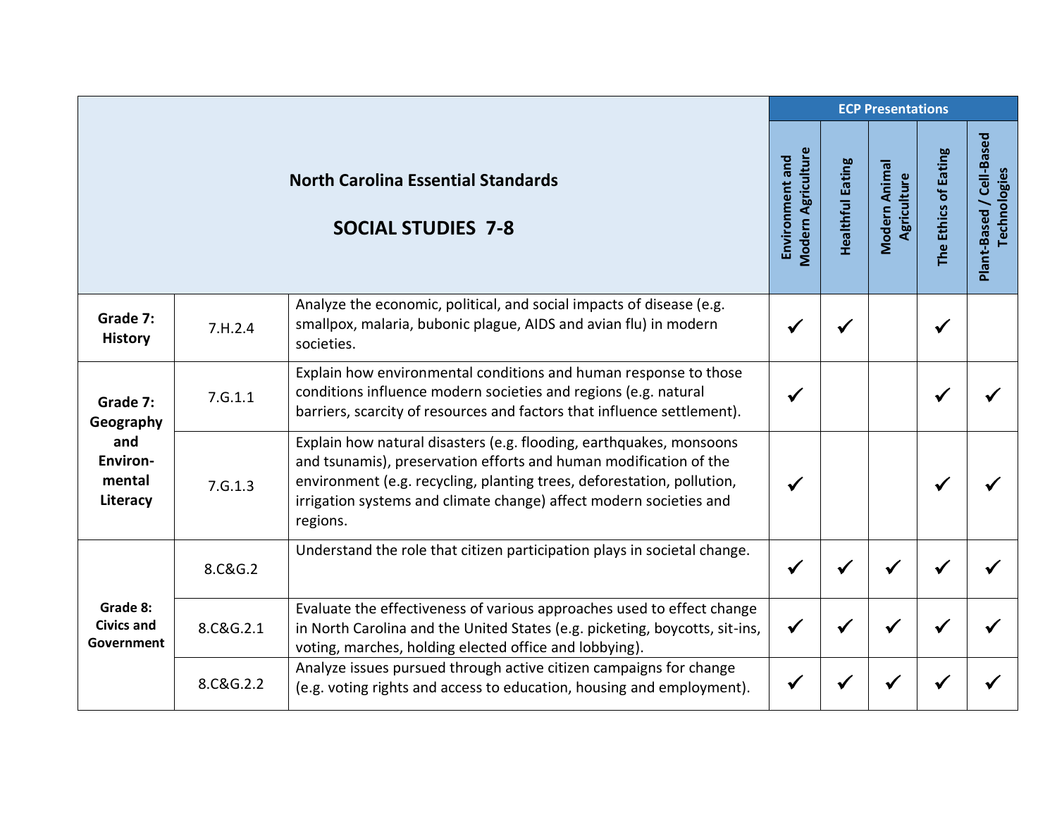| North Carolina Essential Standards<br><br>SOCIAL STUDIES 7-8 | | | ECP Presentations | | | | |
|---|---|---|---|---|---|---|---|
| | | | Environment and Modern Agriculture | Healthful Eating | Modern Animal Agriculture | The Ethics of Eating | Plant-Based / Cell-Based Technologies |
| **Grade 7: History** | 7.H.2.4 | Analyze the economic, political, and social impacts of disease (e.g. smallpox, malaria, bubonic plague, AIDS and avian flu) in modern societies. | ✓ | ✓ | | ✓ | |
| **Grade 7: Geography and Environ-mental Literacy** | 7.G.1.1 | Explain how environmental conditions and human response to those conditions influence modern societies and regions (e.g. natural barriers, scarcity of resources and factors that influence settlement). | ✓ | | | ✓ | ✓ |
| | 7.G.1.3 | Explain how natural disasters (e.g. flooding, earthquakes, monsoons and tsunamis), preservation efforts and human modification of the environment (e.g. recycling, planting trees, deforestation, pollution, irrigation systems and climate change) affect modern societies and regions. | ✓ | | | ✓ | ✓ |
| **Grade 8: Civics and Government** | 8.C&G.2 | Understand the role that citizen participation plays in societal change. | ✓ | ✓ | ✓ | ✓ | ✓ |
| | 8.C&G.2.1 | Evaluate the effectiveness of various approaches used to effect change in North Carolina and the United States (e.g. picketing, boycotts, sit-ins, voting, marches, holding elected office and lobbying). | ✓ | ✓ | ✓ | ✓ | ✓ |
| | 8.C&G.2.2 | Analyze issues pursued through active citizen campaigns for change (e.g. voting rights and access to education, housing and employment). | ✓ | ✓ | ✓ | ✓ | ✓ |